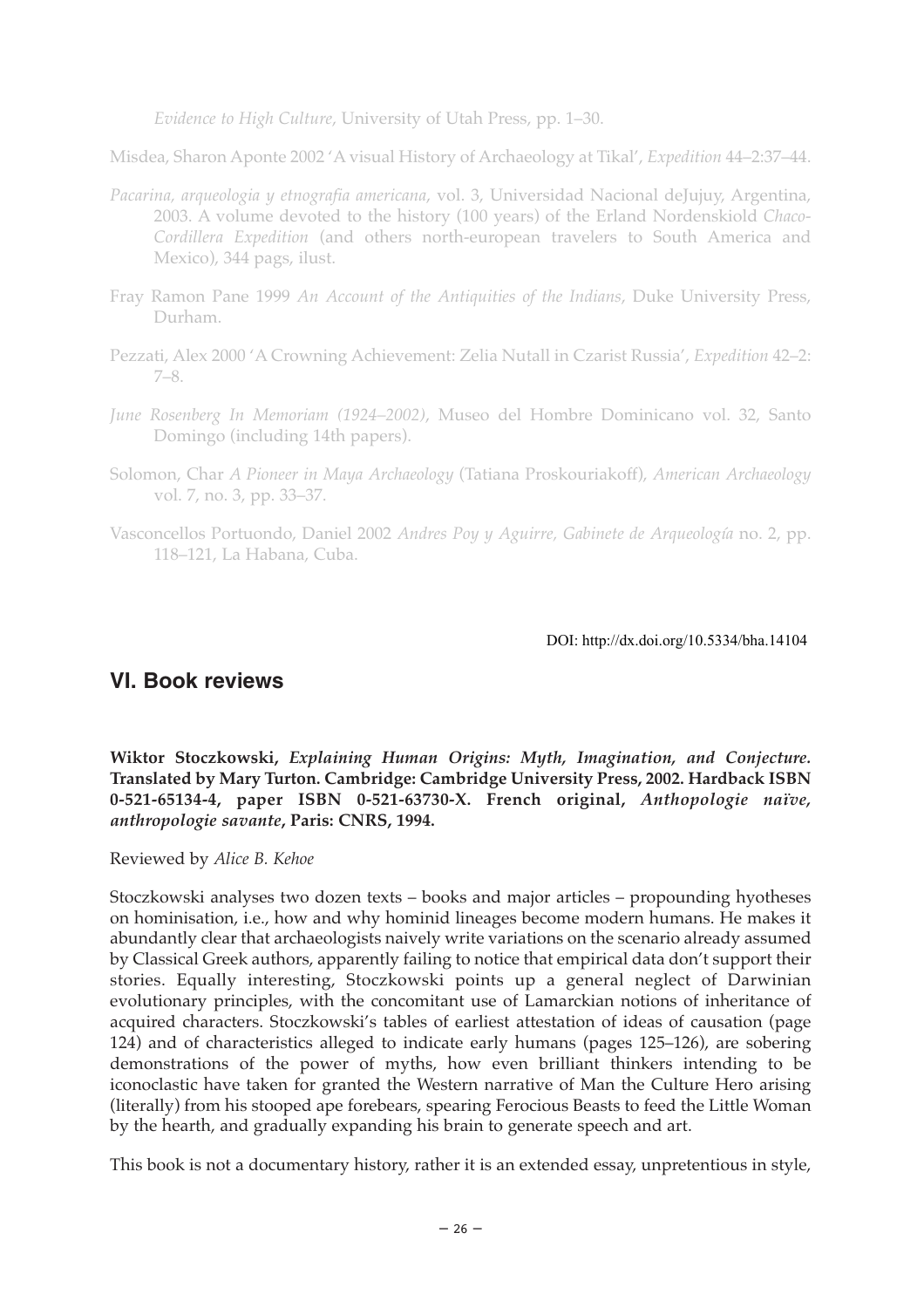*Evidence to High Culture*, University of Utah Press, pp. 1–30.

Misdea, Sharon Aponte 2002 'A visual History of Archaeology at Tikal', *Expedition* 44–2:37–44.

*Pacarina, arqueologia y etnografia americana*, vol. 3, Universidad Nacional deJujuy, Argentina, 2003. A volume devoted to the history (100 years) of the Erland Nordenskiold *Chaco-Cordillera Expedition* (and others north-european travelers to South America and Mexico), 344 pags, ilust.

Fray Ramon Pane 1999 *An Account of the Antiquities of the Indians*, Duke University Press, Durham.

Pezzati, Alex 2000 'A Crowning Achievement: Zelia Nutall in Czarist Russia', *Expedition* 42–2: 7–8.

*June Rosenberg In Memoriam (1924–2002)*, Museo del Hombre Dominicano vol. 32, Santo Domingo (including 14th papers).

Solomon, Char *A Pioneer in Maya Archaeology* (Tatiana Proskouriakoff), *American Archaeology* vol. 7, no. 3, pp. 33–37.

Vasconcellos Portuondo, Daniel 2002 *Andres Poy y Aguirre, Gabinete de Arqueología* no. 2, pp. 118–121, La Habana, Cuba.

DOI: http://dx.doi.org/10.5334/bha.14104

## VI. Book reviews

**Wiktor Stoczkowski, *Explaining Human Origins: Myth, Imagination, and Conjecture*. Translated by Mary Turton. Cambridge: Cambridge University Press, 2002. Hardback ISBN 0-521-65134-4, paper ISBN 0-521-63730-X. French original, *Anthopologie naïve, anthropologie savante*, Paris: CNRS, 1994.**

Reviewed by *Alice B. Kehoe*

Stoczkowski analyses two dozen texts – books and major articles – propounding hyotheses on hominisation, i.e., how and why hominid lineages become modern humans. He makes it abundantly clear that archaeologists naively write variations on the scenario already assumed by Classical Greek authors, apparently failing to notice that empirical data don't support their stories. Equally interesting, Stoczkowski points up a general neglect of Darwinian evolutionary principles, with the concomitant use of Lamarckian notions of inheritance of acquired characters. Stoczkowski's tables of earliest attestation of ideas of causation (page 124) and of characteristics alleged to indicate early humans (pages 125–126), are sobering demonstrations of the power of myths, how even brilliant thinkers intending to be iconoclastic have taken for granted the Western narrative of Man the Culture Hero arising (literally) from his stooped ape forebears, spearing Ferocious Beasts to feed the Little Woman by the hearth, and gradually expanding his brain to generate speech and art.

This book is not a documentary history, rather it is an extended essay, unpretentious in style,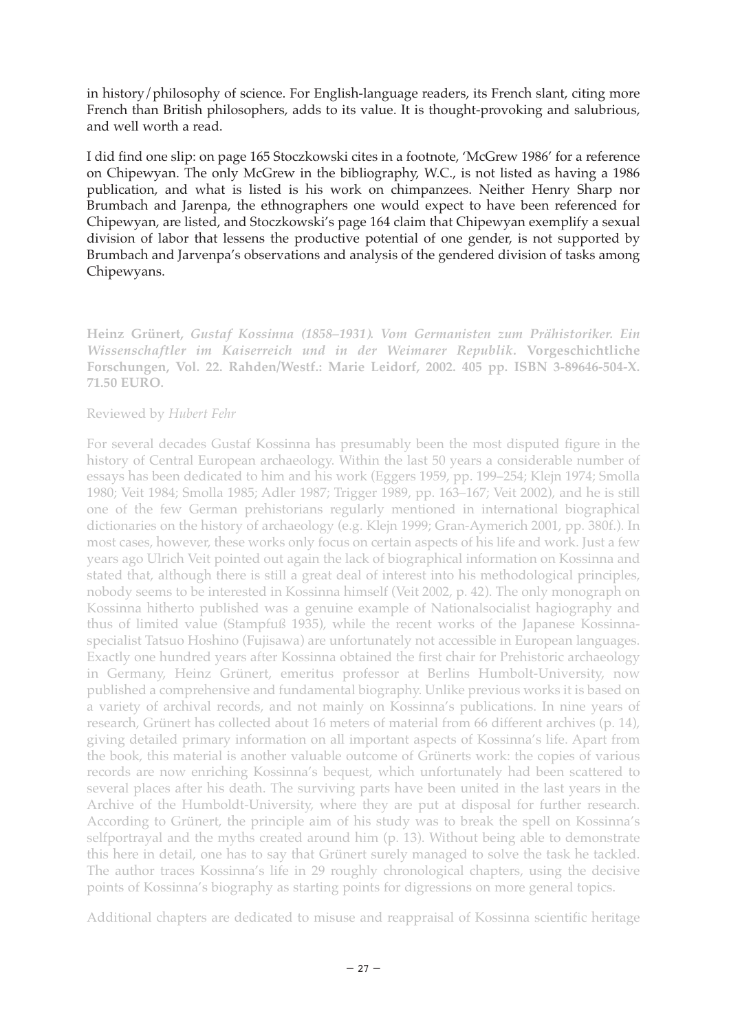in history/philosophy of science. For English-language readers, its French slant, citing more French than British philosophers, adds to its value. It is thought-provoking and salubrious, and well worth a read.

I did find one slip: on page 165 Stoczkowski cites in a footnote, 'McGrew 1986' for a reference on Chipewyan. The only McGrew in the bibliography, W.C., is not listed as having a 1986 publication, and what is listed is his work on chimpanzees. Neither Henry Sharp nor Brumbach and Jarenpa, the ethnographers one would expect to have been referenced for Chipewyan, are listed, and Stoczkowski's page 164 claim that Chipewyan exemplify a sexual division of labor that lessens the productive potential of one gender, is not supported by Brumbach and Jarvenpa's observations and analysis of the gendered division of tasks among Chipewyans.

**Heinz Grünert, *Gustaf Kossinna (1858–1931). Vom Germanisten zum Prähistoriker. Ein Wissenschaftler im Kaiserreich und in der Weimarer Republik*. Vorgeschichtliche Forschungen, Vol. 22. Rahden/Westf.: Marie Leidorf, 2002. 405 pp. ISBN 3-89646-504-X. 71.50 EURO.**

Reviewed by *Hubert Fehr*

For several decades Gustaf Kossinna has presumably been the most disputed figure in the history of Central European archaeology. Within the last 50 years a considerable number of essays has been dedicated to him and his work (Eggers 1959, pp. 199–254; Klejn 1974; Smolla 1980; Veit 1984; Smolla 1985; Adler 1987; Trigger 1989, pp. 163–167; Veit 2002), and he is still one of the few German prehistorians regularly mentioned in international biographical dictionaries on the history of archaeology (e.g. Klejn 1999; Gran-Aymerich 2001, pp. 380f.). In most cases, however, these works only focus on certain aspects of his life and work. Just a few years ago Ulrich Veit pointed out again the lack of biographical information on Kossinna and stated that, although there is still a great deal of interest into his methodological principles, nobody seems to be interested in Kossinna himself (Veit 2002, p. 42). The only monograph on Kossinna hitherto published was a genuine example of Nationalsocialist hagiography and thus of limited value (Stampfuß 1935), while the recent works of the Japanese Kossinna-specialist Tatsuo Hoshino (Fujisawa) are unfortunately not accessible in European languages. Exactly one hundred years after Kossinna obtained the first chair for Prehistoric archaeology in Germany, Heinz Grünert, emeritus professor at Berlins Humbolt-University, now published a comprehensive and fundamental biography. Unlike previous works it is based on a variety of archival records, and not mainly on Kossinna's publications. In nine years of research, Grünert has collected about 16 meters of material from 66 different archives (p. 14), giving detailed primary information on all important aspects of Kossinna's life. Apart from the book, this material is another valuable outcome of Grünerts work: the copies of various records are now enriching Kossinna's bequest, which unfortunately had been scattered to several places after his death. The surviving parts have been united in the last years in the Archive of the Humboldt-University, where they are put at disposal for further research. According to Grünert, the principle aim of his study was to break the spell on Kossinna's selfportrayal and the myths created around him (p. 13). Without being able to demonstrate this here in detail, one has to say that Grünert surely managed to solve the task he tackled. The author traces Kossinna's life in 29 roughly chronological chapters, using the decisive points of Kossinna's biography as starting points for digressions on more general topics.

Additional chapters are dedicated to misuse and reappraisal of Kossinna scientific heritage